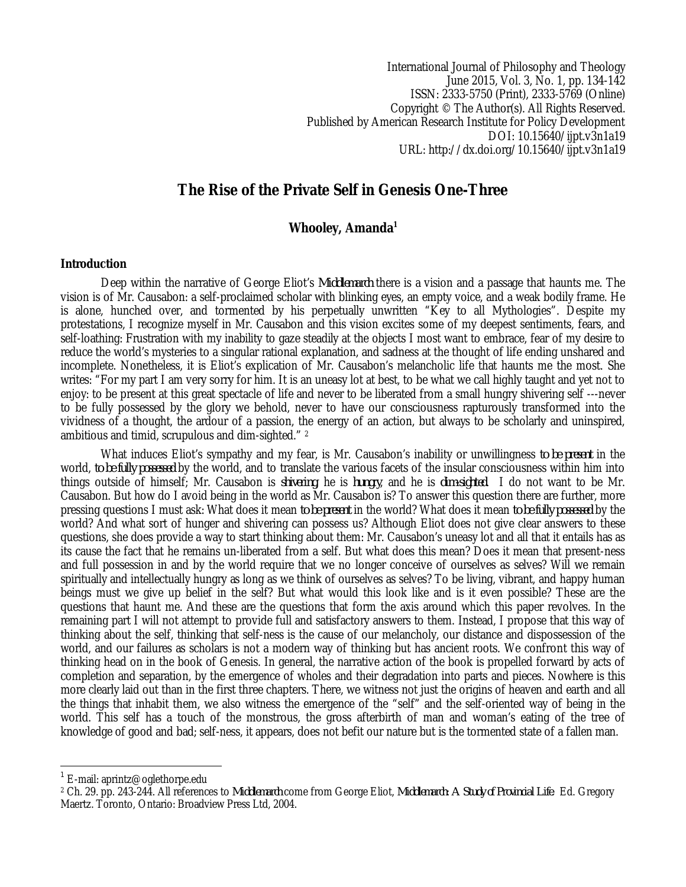International Journal of Philosophy and Theology
June 2015, Vol. 3, No. 1, pp. 134-142
ISSN: 2333-5750 (Print), 2333-5769 (Online)
Copyright © The Author(s). All Rights Reserved.
Published by American Research Institute for Policy Development
DOI: 10.15640/ijpt.v3n1a19
URL: http://dx.doi.org/10.15640/ijpt.v3n1a19

# The Rise of the Private Self in Genesis One-Three

**Whooley, Amanda**[1]

## Introduction

Deep within the narrative of George Eliot's *Middlemarch* there is a vision and a passage that haunts me. The vision is of Mr. Causabon: a self-proclaimed scholar with blinking eyes, an empty voice, and a weak bodily frame. He is alone, hunched over, and tormented by his perpetually unwritten "Key to all Mythologies". Despite my protestations, I recognize myself in Mr. Causabon and this vision excites some of my deepest sentiments, fears, and self-loathing: Frustration with my inability to gaze steadily at the objects I most want to embrace, fear of my desire to reduce the world's mysteries to a singular rational explanation, and sadness at the thought of life ending unshared and incomplete. Nonetheless, it is Eliot's explication of Mr. Causabon's melancholic life that haunts me the most. She writes: "For my part I am very sorry for him. It is an uneasy lot at best, to be what we call highly taught and yet not to enjoy: to be present at this great spectacle of life and never to be liberated from a small hungry shivering self ---never to be fully possessed by the glory we behold, never to have our consciousness rapturously transformed into the vividness of a thought, the ardour of a passion, the energy of an action, but always to be scholarly and uninspired, ambitious and timid, scrupulous and dim-sighted." [2]

What induces Eliot's sympathy and my fear, is Mr. Causabon's inability or unwillingness *to be present* in the world, *to be fully possessed* by the world, and to translate the various facets of the insular consciousness within him into things outside of himself; Mr. Causabon is *shivering*, he is *hungry*, and he is *dim-sighted*. I do not want to be Mr. Causabon. But how do I avoid being in the world as Mr. Causabon is? To answer this question there are further, more pressing questions I must ask: What does it mean *to be present* in the world? What does it mean *to be fully possessed* by the world? And what sort of hunger and shivering can possess us? Although Eliot does not give clear answers to these questions, she does provide a way to start thinking about them: Mr. Causabon's uneasy lot and all that it entails has as its cause the fact that he remains un-liberated from a self. But what does this mean? Does it mean that present-ness and full possession in and by the world require that we no longer conceive of ourselves as selves? Will we remain spiritually and intellectually hungry as long as we think of ourselves as selves? To be living, vibrant, and happy human beings must we give up belief in the self? But what would this look like and is it even possible? These are the questions that haunt me. And these are the questions that form the axis around which this paper revolves. In the remaining part I will not attempt to provide full and satisfactory answers to them. Instead, I propose that this way of thinking about the self, thinking that self-ness is the cause of our melancholy, our distance and dispossession of the world, and our failures as scholars is not a modern way of thinking but has ancient roots. We confront this way of thinking head on in the book of Genesis. In general, the narrative action of the book is propelled forward by acts of completion and separation, by the emergence of wholes and their degradation into parts and pieces. Nowhere is this more clearly laid out than in the first three chapters. There, we witness not just the origins of heaven and earth and all the things that inhabit them, we also witness the emergence of the "self" and the self-oriented way of being in the world. This self has a touch of the monstrous, the gross afterbirth of man and woman's eating of the tree of knowledge of good and bad; self-ness, it appears, does not befit our nature but is the tormented state of a fallen man.

---

[1] E-mail: aprintz@oglethorpe.edu

[2] Ch. 29. pp. 243-244. All references to *Middlemarch* come from George Eliot, *Middlemarch: A Study of Provincial Life*. Ed. Gregory Maertz. Toronto, Ontario: Broadview Press Ltd, 2004.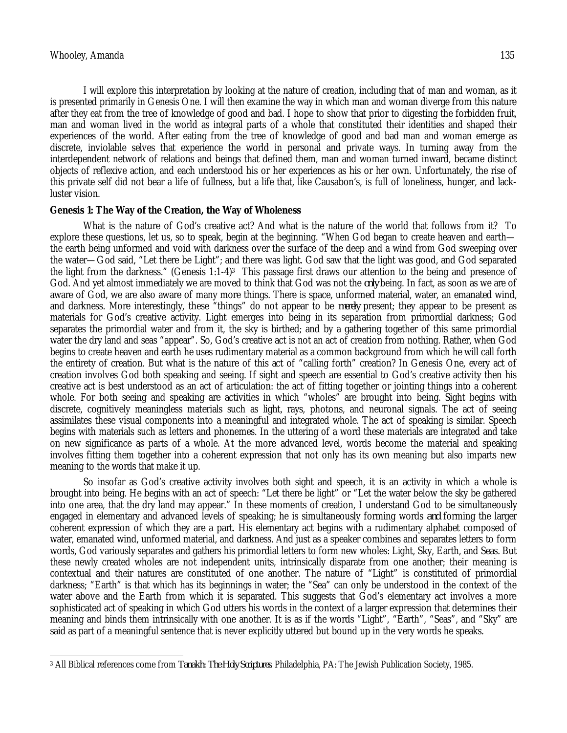I will explore this interpretation by looking at the nature of creation, including that of man and woman, as it is presented primarily in Genesis One. I will then examine the way in which man and woman diverge from this nature after they eat from the tree of knowledge of good and bad. I hope to show that prior to digesting the forbidden fruit, man and woman lived in the world as integral parts of a whole that constituted their identities and shaped their experiences of the world. After eating from the tree of knowledge of good and bad man and woman emerge as discrete, inviolable selves that experience the world in personal and private ways. In turning away from the interdependent network of relations and beings that defined them, man and woman turned inward, became distinct objects of reflexive action, and each understood his or her experiences as his or her own. Unfortunately, the rise of this private self did not bear a life of fullness, but a life that, like Causabon's, is full of loneliness, hunger, and lack-luster vision.

**Genesis 1: The Way of the Creation, the Way of Wholeness**

What is the nature of God's creative act? And what is the nature of the world that follows from it? To explore these questions, let us, so to speak, begin at the beginning. "When God began to create heaven and earth—the earth being unformed and void with darkness over the surface of the deep and a wind from God sweeping over the water—God said, "Let there be Light"; and there was light. God saw that the light was good, and God separated the light from the darkness." (Genesis 1:1-4)[3] This passage first draws our attention to the being and presence of God. And yet almost immediately we are moved to think that God was not the *only* being. In fact, as soon as we are of aware of God, we are also aware of many more things. There is space, unformed material, water, an emanated wind, and darkness. More interestingly, these "things" do not appear to be *merely* present; they appear to be present as materials for God's creative activity. Light emerges into being in its separation from primordial darkness; God separates the primordial water and from it, the sky is birthed; and by a gathering together of this same primordial water the dry land and seas "appear". So, God's creative act is not an act of creation from nothing. Rather, when God begins to create heaven and earth he uses rudimentary material as a common background from which he will call forth the entirety of creation. But what is the nature of this act of "calling forth" creation? In Genesis One, every act of creation involves God both speaking and seeing. If sight and speech are essential to God's creative activity then his creative act is best understood as an act of articulation: the act of fitting together or jointing things into a coherent whole. For both seeing and speaking are activities in which "wholes" are brought into being. Sight begins with discrete, cognitively meaningless materials such as light, rays, photons, and neuronal signals. The act of seeing assimilates these visual components into a meaningful and integrated whole. The act of speaking is similar. Speech begins with materials such as letters and phonemes. In the uttering of a word these materials are integrated and take on new significance as parts of a whole. At the more advanced level, words become the material and speaking involves fitting them together into a coherent expression that not only has its own meaning but also imparts new meaning to the words that make it up.

So insofar as God's creative activity involves both sight and speech, it is an activity in which a whole is brought into being. He begins with an act of speech: "Let there be light" or "Let the water below the sky be gathered into one area, that the dry land may appear." In these moments of creation, I understand God to be simultaneously engaged in elementary and advanced levels of speaking; he is simultaneously forming words *and* forming the larger coherent expression of which they are a part. His elementary act begins with a rudimentary alphabet composed of water, emanated wind, unformed material, and darkness. And just as a speaker combines and separates letters to form words, God variously separates and gathers his primordial letters to form new wholes: Light, Sky, Earth, and Seas. But these newly created wholes are not independent units, intrinsically disparate from one another; their meaning is contextual and their natures are constituted of one another. The nature of "Light" is constituted of primordial darkness; "Earth" is that which has its beginnings in water; the "Sea" can only be understood in the context of the water above and the Earth from which it is separated. This suggests that God's elementary act involves a more sophisticated act of speaking in which God utters his words in the context of a larger expression that determines their meaning and binds them intrinsically with one another. It is as if the words "Light", "Earth", "Seas", and "Sky" are said as part of a meaningful sentence that is never explicitly uttered but bound up in the very words he speaks.

---

[3] All Biblical references come from *Tanakh: The Holy Scriptures*. Philadelphia, PA: The Jewish Publication Society, 1985.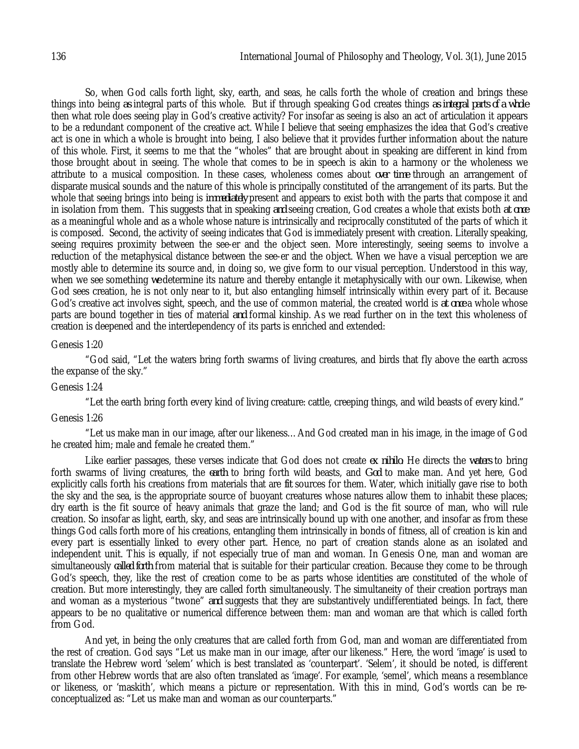So, when God calls forth light, sky, earth, and seas, he calls forth the whole of creation and brings these things into being *as* integral parts of this whole. But if through speaking God creates things *as integral parts of a whole* then what role does seeing play in God's creative activity? For insofar as seeing is also an act of articulation it appears to be a redundant component of the creative act. While I believe that seeing emphasizes the idea that God's creative act is one in which a whole is brought into being, I also believe that it provides further information about the nature of this whole. First, it seems to me that the "wholes" that are brought about in speaking are different in kind from those brought about in seeing. The whole that comes to be in speech is akin to a harmony or the wholeness we attribute to a musical composition. In these cases, wholeness comes about *over time* through an arrangement of disparate musical sounds and the nature of this whole is principally constituted of the arrangement of its parts. But the whole that seeing brings into being is *immediately* present and appears to exist both with the parts that compose it and in isolation from them. This suggests that in speaking *and* seeing creation, God creates a whole that exists both *at once* as a meaningful whole and as a whole whose nature is intrinsically and reciprocally constituted of the parts of which it is composed. Second, the activity of seeing indicates that God is immediately present with creation. Literally speaking, seeing requires proximity between the see-er and the object seen. More interestingly, seeing seems to involve a reduction of the metaphysical distance between the see-er and the object. When we have a visual perception we are mostly able to determine its source and, in doing so, we give form to our visual perception. Understood in this way, when we see something *we* determine its nature and thereby entangle it metaphysically with our own. Likewise, when God sees creation, he is not only near to it, but also entangling himself intrinsically within every part of it. Because God's creative act involves sight, speech, and the use of common material, the created world is *at once* a whole whose parts are bound together in ties of material *and* formal kinship. As we read further on in the text this wholeness of creation is deepened and the interdependency of its parts is enriched and extended:

Genesis 1:20

"God said, "Let the waters bring forth swarms of living creatures, and birds that fly above the earth across the expanse of the sky."

Genesis 1:24

"Let the earth bring forth every kind of living creature: cattle, creeping things, and wild beasts of every kind."

Genesis 1:26

"Let us make man in our image, after our likeness… And God created man in his image, in the image of God he created him; male and female he created them."

Like earlier passages, these verses indicate that God does not create *ex nihilo*. He directs the *waters* to bring forth swarms of living creatures, the *earth* to bring forth wild beasts, and *God* to make man. And yet here, God explicitly calls forth his creations from materials that are *fit* sources for them. Water, which initially gave rise to both the sky and the sea, is the appropriate source of buoyant creatures whose natures allow them to inhabit these places; dry earth is the fit source of heavy animals that graze the land; and God is the fit source of man, who will rule creation. So insofar as light, earth, sky, and seas are intrinsically bound up with one another, and insofar as from these things God calls forth more of his creations, entangling them intrinsically in bonds of fitness, all of creation is kin and every part is essentially linked to every other part. Hence, no part of creation stands alone as an isolated and independent unit. This is equally, if not especially true of man and woman. In Genesis One, man and woman are simultaneously *called forth* from material that is suitable for their particular creation. Because they come to be through God's speech, they, like the rest of creation come to be as parts whose identities are constituted of the whole of creation. But more interestingly, they are called forth simultaneously. The simultaneity of their creation portrays man and woman as a mysterious "twone" *and* suggests that they are substantively undifferentiated beings. In fact, there appears to be no qualitative or numerical difference between them: man and woman are that which is called forth from God.

And yet, in being the only creatures that are called forth from God, man and woman are differentiated from the rest of creation. God says "Let us make man in our image, after our likeness." Here, the word 'image' is used to translate the Hebrew word 'selem' which is best translated as 'counterpart'. 'Selem', it should be noted, is different from other Hebrew words that are also often translated as 'image'. For example, 'semel', which means a resemblance or likeness, or 'maskith', which means a picture or representation. With this in mind, God's words can be re-conceptualized as: "Let us make man and woman as our counterparts."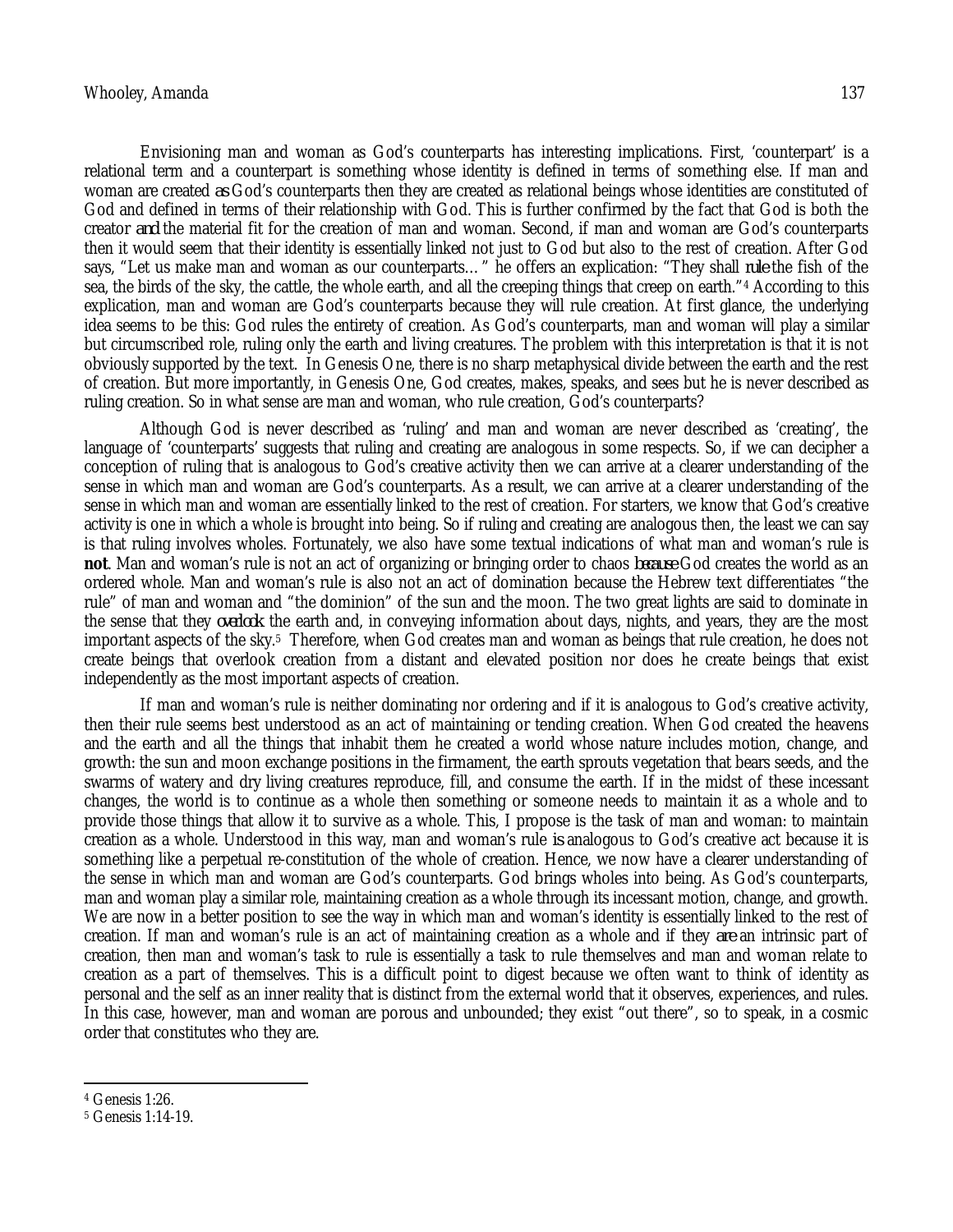Envisioning man and woman as God's counterparts has interesting implications. First, 'counterpart' is a relational term and a counterpart is something whose identity is defined in terms of something else. If man and woman are created *as* God's counterparts then they are created as relational beings whose identities are constituted of God and defined in terms of their relationship with God. This is further confirmed by the fact that God is both the creator *and* the material fit for the creation of man and woman. Second, if man and woman are God's counterparts then it would seem that their identity is essentially linked not just to God but also to the rest of creation. After God says, "Let us make man and woman as our counterparts…" he offers an explication: "They shall *rule* the fish of the sea, the birds of the sky, the cattle, the whole earth, and all the creeping things that creep on earth."[4] According to this explication, man and woman are God's counterparts because they will rule creation. At first glance, the underlying idea seems to be this: God rules the entirety of creation. As God's counterparts, man and woman will play a similar but circumscribed role, ruling only the earth and living creatures. The problem with this interpretation is that it is not obviously supported by the text. In Genesis One, there is no sharp metaphysical divide between the earth and the rest of creation. But more importantly, in Genesis One, God creates, makes, speaks, and sees but he is never described as ruling creation. So in what sense are man and woman, who rule creation, God's counterparts?

Although God is never described as 'ruling' and man and woman are never described as 'creating', the language of 'counterparts' suggests that ruling and creating are analogous in some respects. So, if we can decipher a conception of ruling that is analogous to God's creative activity then we can arrive at a clearer understanding of the sense in which man and woman are God's counterparts. As a result, we can arrive at a clearer understanding of the sense in which man and woman are essentially linked to the rest of creation. For starters, we know that God's creative activity is one in which a whole is brought into being. So if ruling and creating are analogous then, the least we can say is that ruling involves wholes. Fortunately, we also have some textual indications of what man and woman's rule is **not**. Man and woman's rule is not an act of organizing or bringing order to chaos *because* God creates the world as an ordered whole. Man and woman's rule is also not an act of domination because the Hebrew text differentiates "the rule" of man and woman and "the dominion" of the sun and the moon. The two great lights are said to dominate in the sense that they *overlook* the earth and, in conveying information about days, nights, and years, they are the most important aspects of the sky.[5] Therefore, when God creates man and woman as beings that rule creation, he does not create beings that overlook creation from a distant and elevated position nor does he create beings that exist independently as the most important aspects of creation.

If man and woman's rule is neither dominating nor ordering and if it is analogous to God's creative activity, then their rule seems best understood as an act of maintaining or tending creation. When God created the heavens and the earth and all the things that inhabit them he created a world whose nature includes motion, change, and growth: the sun and moon exchange positions in the firmament, the earth sprouts vegetation that bears seeds, and the swarms of watery and dry living creatures reproduce, fill, and consume the earth. If in the midst of these incessant changes, the world is to continue as a whole then something or someone needs to maintain it as a whole and to provide those things that allow it to survive as a whole. This, I propose is the task of man and woman: to maintain creation as a whole. Understood in this way, man and woman's rule *is* analogous to God's creative act because it is something like a perpetual re-constitution of the whole of creation. Hence, we now have a clearer understanding of the sense in which man and woman are God's counterparts. God brings wholes into being. As God's counterparts, man and woman play a similar role, maintaining creation as a whole through its incessant motion, change, and growth. We are now in a better position to see the way in which man and woman's identity is essentially linked to the rest of creation. If man and woman's rule is an act of maintaining creation as a whole and if they *are* an intrinsic part of creation, then man and woman's task to rule is essentially a task to rule themselves and man and woman relate to creation as a part of themselves. This is a difficult point to digest because we often want to think of identity as personal and the self as an inner reality that is distinct from the external world that it observes, experiences, and rules. In this case, however, man and woman are porous and unbounded; they exist "out there", so to speak, in a cosmic order that constitutes who they are.

---

[4] Genesis 1:26.

[5] Genesis 1:14-19.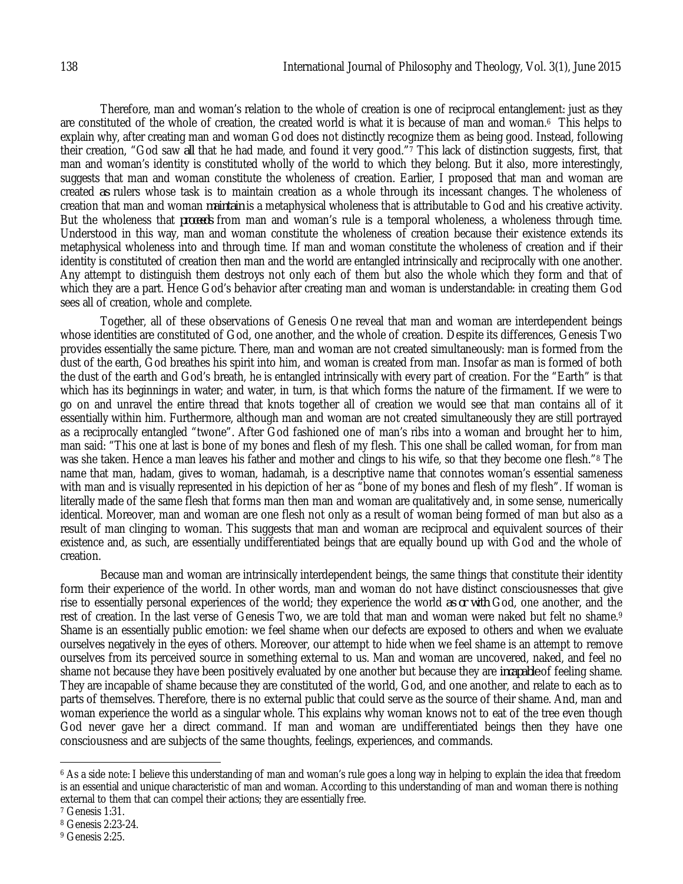Therefore, man and woman's relation to the whole of creation is one of reciprocal entanglement: just as they are constituted of the whole of creation, the created world is what it is because of man and woman.[6] This helps to explain why, after creating man and woman God does not distinctly recognize them as being good. Instead, following their creation, "God saw *all* that he had made, and found it very good."[7] This lack of distinction suggests, first, that man and woman's identity is constituted wholly of the world to which they belong. But it also, more interestingly, suggests that man and woman constitute the wholeness of creation. Earlier, I proposed that man and woman are created *as* rulers whose task is to maintain creation as a whole through its incessant changes. The wholeness of creation that man and woman *maintain* is a metaphysical wholeness that is attributable to God and his creative activity. But the wholeness that *proceeds* from man and woman's rule is a temporal wholeness, a wholeness through time. Understood in this way, man and woman constitute the wholeness of creation because their existence extends its metaphysical wholeness into and through time. If man and woman constitute the wholeness of creation and if their identity is constituted of creation then man and the world are entangled intrinsically and reciprocally with one another. Any attempt to distinguish them destroys not only each of them but also the whole which they form and that of which they are a part. Hence God's behavior after creating man and woman is understandable: in creating them God sees all of creation, whole and complete.

Together, all of these observations of Genesis One reveal that man and woman are interdependent beings whose identities are constituted of God, one another, and the whole of creation. Despite its differences, Genesis Two provides essentially the same picture. There, man and woman are not created simultaneously: man is formed from the dust of the earth, God breathes his spirit into him, and woman is created from man. Insofar as man is formed of both the dust of the earth and God's breath, he is entangled intrinsically with every part of creation. For the "Earth" is that which has its beginnings in water; and water, in turn, is that which forms the nature of the firmament. If we were to go on and unravel the entire thread that knots together all of creation we would see that man contains all of it essentially within him. Furthermore, although man and woman are not created simultaneously they are still portrayed as a reciprocally entangled "twone". After God fashioned one of man's ribs into a woman and brought her to him, man said: "This one at last is bone of my bones and flesh of my flesh. This one shall be called woman, for from man was she taken. Hence a man leaves his father and mother and clings to his wife, so that they become one flesh."[8] The name that man, hadam, gives to woman, hadamah, is a descriptive name that connotes woman's essential sameness with man and is visually represented in his depiction of her as "bone of my bones and flesh of my flesh". If woman is literally made of the same flesh that forms man then man and woman are qualitatively and, in some sense, numerically identical. Moreover, man and woman are one flesh not only as a result of woman being formed of man but also as a result of man clinging to woman. This suggests that man and woman are reciprocal and equivalent sources of their existence and, as such, are essentially undifferentiated beings that are equally bound up with God and the whole of creation.

Because man and woman are intrinsically interdependent beings, the same things that constitute their identity form their experience of the world. In other words, man and woman do not have distinct consciousnesses that give rise to essentially personal experiences of the world; they experience the world *as or with* God, one another, and the rest of creation. In the last verse of Genesis Two, we are told that man and woman were naked but felt no shame.[9] Shame is an essentially public emotion: we feel shame when our defects are exposed to others and when we evaluate ourselves negatively in the eyes of others. Moreover, our attempt to hide when we feel shame is an attempt to remove ourselves from its perceived source in something external to us. Man and woman are uncovered, naked, and feel no shame not because they have been positively evaluated by one another but because they are *incapable* of feeling shame. They are incapable of shame because they are constituted of the world, God, and one another, and relate to each as to parts of themselves. Therefore, there is no external public that could serve as the source of their shame. And, man and woman experience the world as a singular whole. This explains why woman knows not to eat of the tree even though God never gave her a direct command. If man and woman are undifferentiated beings then they have one consciousness and are subjects of the same thoughts, feelings, experiences, and commands.

---

[6] As a side note: I believe this understanding of man and woman's rule goes a long way in helping to explain the idea that freedom is an essential and unique characteristic of man and woman. According to this understanding of man and woman there is nothing external to them that can compel their actions; they are essentially free.

[7] Genesis 1:31.

[8] Genesis 2:23-24.

[9] Genesis 2:25.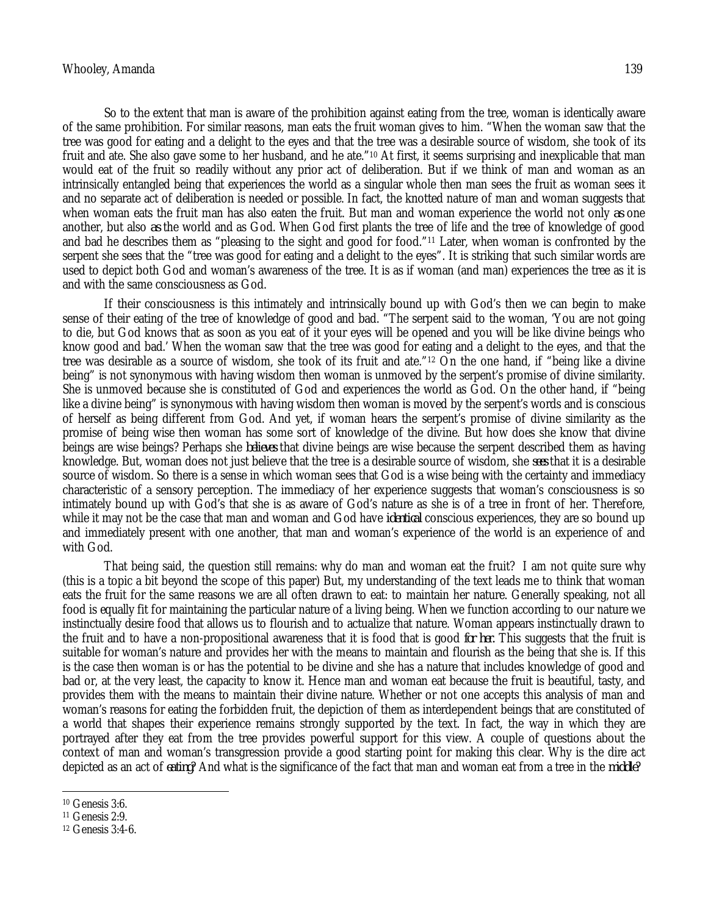So to the extent that man is aware of the prohibition against eating from the tree, woman is identically aware of the same prohibition. For similar reasons, man eats the fruit woman gives to him. "When the woman saw that the tree was good for eating and a delight to the eyes and that the tree was a desirable source of wisdom, she took of its fruit and ate. She also gave some to her husband, and he ate."[10] At first, it seems surprising and inexplicable that man would eat of the fruit so readily without any prior act of deliberation. But if we think of man and woman as an intrinsically entangled being that experiences the world as a singular whole then man sees the fruit as woman sees it and no separate act of deliberation is needed or possible. In fact, the knotted nature of man and woman suggests that when woman eats the fruit man has also eaten the fruit. But man and woman experience the world not only *as* one another, but also *as* the world and as God. When God first plants the tree of life and the tree of knowledge of good and bad he describes them as "pleasing to the sight and good for food."[11] Later, when woman is confronted by the serpent she sees that the "tree was good for eating and a delight to the eyes". It is striking that such similar words are used to depict both God and woman's awareness of the tree. It is as if woman (and man) experiences the tree as it is and with the same consciousness as God.

If their consciousness is this intimately and intrinsically bound up with God's then we can begin to make sense of their eating of the tree of knowledge of good and bad. "The serpent said to the woman, 'You are not going to die, but God knows that as soon as you eat of it your eyes will be opened and you will be like divine beings who know good and bad.' When the woman saw that the tree was good for eating and a delight to the eyes, and that the tree was desirable as a source of wisdom, she took of its fruit and ate."[12] On the one hand, if "being like a divine being" is not synonymous with having wisdom then woman is unmoved by the serpent's promise of divine similarity. She is unmoved because she is constituted of God and experiences the world as God. On the other hand, if "being like a divine being" is synonymous with having wisdom then woman is moved by the serpent's words and is conscious of herself as being different from God. And yet, if woman hears the serpent's promise of divine similarity as the promise of being wise then woman has some sort of knowledge of the divine. But how does she know that divine beings are wise beings? Perhaps she *believes* that divine beings are wise because the serpent described them as having knowledge. But, woman does not just believe that the tree is a desirable source of wisdom, she *sees* that it is a desirable source of wisdom. So there is a sense in which woman sees that God is a wise being with the certainty and immediacy characteristic of a sensory perception. The immediacy of her experience suggests that woman's consciousness is so intimately bound up with God's that she is as aware of God's nature as she is of a tree in front of her. Therefore, while it may not be the case that man and woman and God have *identical* conscious experiences, they are so bound up and immediately present with one another, that man and woman's experience of the world is an experience of and with God.

That being said, the question still remains: why do man and woman eat the fruit? I am not quite sure why (this is a topic a bit beyond the scope of this paper) But, my understanding of the text leads me to think that woman eats the fruit for the same reasons we are all often drawn to eat: to maintain her nature. Generally speaking, not all food is equally fit for maintaining the particular nature of a living being. When we function according to our nature we instinctually desire food that allows us to flourish and to actualize that nature. Woman appears instinctually drawn to the fruit and to have a non-propositional awareness that it is food that is good *for her*. This suggests that the fruit is suitable for woman's nature and provides her with the means to maintain and flourish as the being that she is. If this is the case then woman is or has the potential to be divine and she has a nature that includes knowledge of good and bad or, at the very least, the capacity to know it. Hence man and woman eat because the fruit is beautiful, tasty, and provides them with the means to maintain their divine nature. Whether or not one accepts this analysis of man and woman's reasons for eating the forbidden fruit, the depiction of them as interdependent beings that are constituted of a world that shapes their experience remains strongly supported by the text. In fact, the way in which they are portrayed after they eat from the tree provides powerful support for this view. A couple of questions about the context of man and woman's transgression provide a good starting point for making this clear. Why is the dire act depicted as an act of *eating*? And what is the significance of the fact that man and woman eat from a tree in the *middle*?

---

[10] Genesis 3:6.

[11] Genesis 2:9.

[12] Genesis 3:4-6.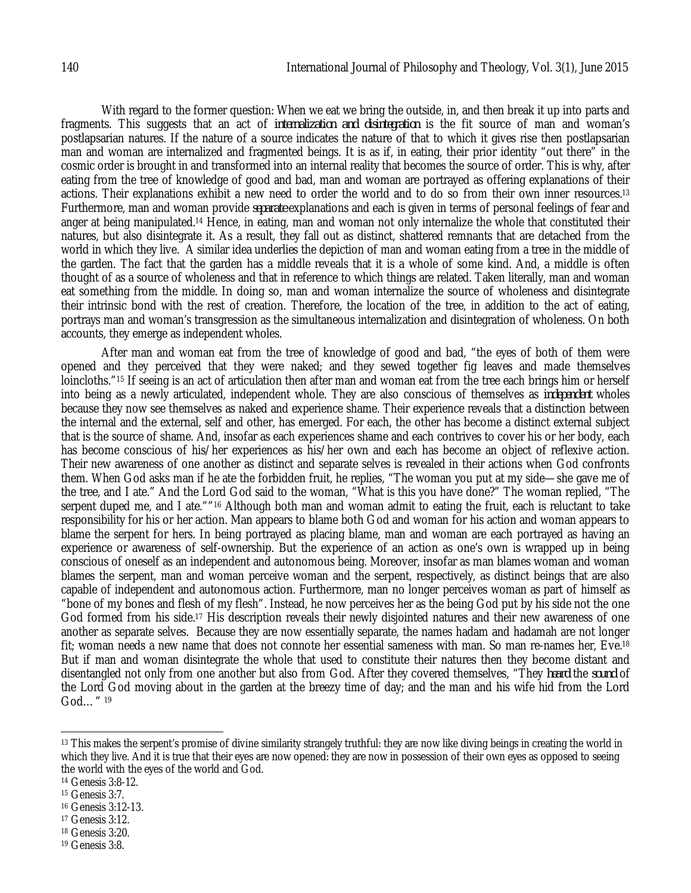With regard to the former question: When we eat we bring the outside, in, and then break it up into parts and fragments. This suggests that an act of *internalization and disintegration* is the fit source of man and woman's postlapsarian natures. If the nature of a source indicates the nature of that to which it gives rise then postlapsarian man and woman are internalized and fragmented beings. It is as if, in eating, their prior identity "out there" in the cosmic order is brought in and transformed into an internal reality that becomes the source of order. This is why, after eating from the tree of knowledge of good and bad, man and woman are portrayed as offering explanations of their actions. Their explanations exhibit a new need to order the world and to do so from their own inner resources.[13] Furthermore, man and woman provide *separate* explanations and each is given in terms of personal feelings of fear and anger at being manipulated.[14] Hence, in eating, man and woman not only internalize the whole that constituted their natures, but also disintegrate it. As a result, they fall out as distinct, shattered remnants that are detached from the world in which they live. A similar idea underlies the depiction of man and woman eating from a tree in the middle of the garden. The fact that the garden has a middle reveals that it is a whole of some kind. And, a middle is often thought of as a source of wholeness and that in reference to which things are related. Taken literally, man and woman eat something from the middle. In doing so, man and woman internalize the source of wholeness and disintegrate their intrinsic bond with the rest of creation. Therefore, the location of the tree, in addition to the act of eating, portrays man and woman's transgression as the simultaneous internalization and disintegration of wholeness. On both accounts, they emerge as independent wholes.

After man and woman eat from the tree of knowledge of good and bad, "the eyes of both of them were opened and they perceived that they were naked; and they sewed together fig leaves and made themselves loincloths."[15] If seeing is an act of articulation then after man and woman eat from the tree each brings him or herself into being as a newly articulated, independent whole. They are also conscious of themselves as *independent* wholes because they now see themselves as naked and experience shame. Their experience reveals that a distinction between the internal and the external, self and other, has emerged. For each, the other has become a distinct external subject that is the source of shame. And, insofar as each experiences shame and each contrives to cover his or her body, each has become conscious of his/her experiences as his/her own and each has become an object of reflexive action. Their new awareness of one another as distinct and separate selves is revealed in their actions when God confronts them. When God asks man if he ate the forbidden fruit, he replies, "The woman you put at my side—she gave me of the tree, and I ate." And the Lord God said to the woman, "What is this you have done?" The woman replied, "The serpent duped me, and I ate.""[16] Although both man and woman admit to eating the fruit, each is reluctant to take responsibility for his or her action. Man appears to blame both God and woman for his action and woman appears to blame the serpent for hers. In being portrayed as placing blame, man and woman are each portrayed as having an experience or awareness of self-ownership. But the experience of an action as one's own is wrapped up in being conscious of oneself as an independent and autonomous being. Moreover, insofar as man blames woman and woman blames the serpent, man and woman perceive woman and the serpent, respectively, as distinct beings that are also capable of independent and autonomous action. Furthermore, man no longer perceives woman as part of himself as "bone of my bones and flesh of my flesh". Instead, he now perceives her as the being God put by his side not the one God formed from his side.[17] His description reveals their newly disjointed natures and their new awareness of one another as separate selves. Because they are now essentially separate, the names hadam and hadamah are not longer fit; woman needs a new name that does not connote her essential sameness with man. So man re-names her, Eve.[18] But if man and woman disintegrate the whole that used to constitute their natures then they become distant and disentangled not only from one another but also from God. After they covered themselves, "They *heard* the *sound* of the Lord God moving about in the garden at the breezy time of day; and the man and his wife hid from the Lord God… "[19]

---

[13] This makes the serpent's promise of divine similarity strangely truthful: they are now like diving beings in creating the world in which they live. And it is true that their eyes are now opened: they are now in possession of their own eyes as opposed to seeing the world with the eyes of the world and God.

[14] Genesis 3:8-12.

[15] Genesis 3:7.

[16] Genesis 3:12-13.

[17] Genesis 3:12.

[18] Genesis 3:20.

[19] Genesis 3:8.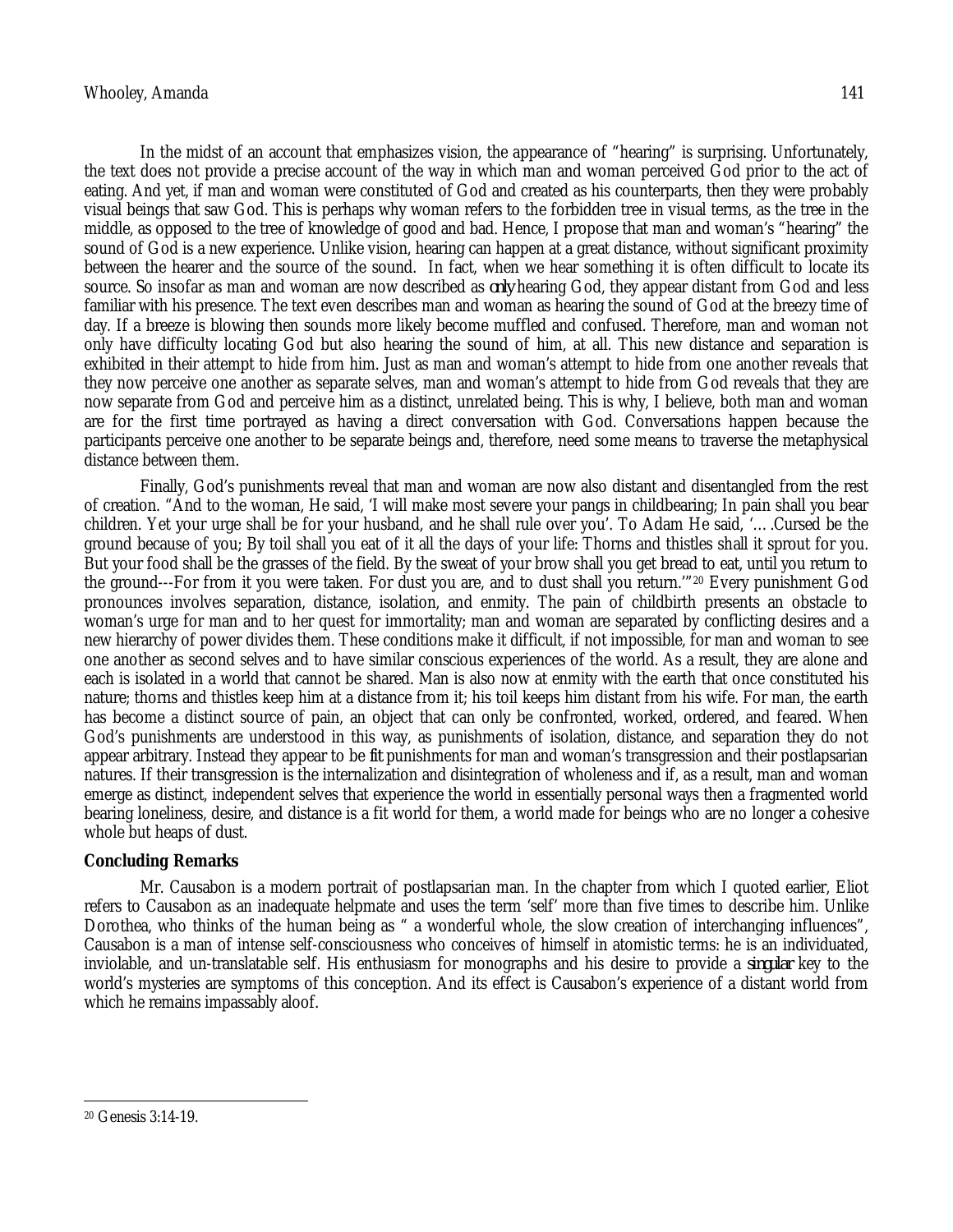In the midst of an account that emphasizes vision, the appearance of "hearing" is surprising. Unfortunately, the text does not provide a precise account of the way in which man and woman perceived God prior to the act of eating. And yet, if man and woman were constituted of God and created as his counterparts, then they were probably visual beings that saw God. This is perhaps why woman refers to the forbidden tree in visual terms, as the tree in the middle, as opposed to the tree of knowledge of good and bad. Hence, I propose that man and woman's "hearing" the sound of God is a new experience. Unlike vision, hearing can happen at a great distance, without significant proximity between the hearer and the source of the sound. In fact, when we hear something it is often difficult to locate its source. So insofar as man and woman are now described as *only* hearing God, they appear distant from God and less familiar with his presence. The text even describes man and woman as hearing the sound of God at the breezy time of day. If a breeze is blowing then sounds more likely become muffled and confused. Therefore, man and woman not only have difficulty locating God but also hearing the sound of him, at all. This new distance and separation is exhibited in their attempt to hide from him. Just as man and woman's attempt to hide from one another reveals that they now perceive one another as separate selves, man and woman's attempt to hide from God reveals that they are now separate from God and perceive him as a distinct, unrelated being. This is why, I believe, both man and woman are for the first time portrayed as having a direct conversation with God. Conversations happen because the participants perceive one another to be separate beings and, therefore, need some means to traverse the metaphysical distance between them.

Finally, God's punishments reveal that man and woman are now also distant and disentangled from the rest of creation. "And to the woman, He said, 'I will make most severe your pangs in childbearing; In pain shall you bear children. Yet your urge shall be for your husband, and he shall rule over you'. To Adam He said, '….Cursed be the ground because of you; By toil shall you eat of it all the days of your life: Thorns and thistles shall it sprout for you. But your food shall be the grasses of the field. By the sweat of your brow shall you get bread to eat, until you return to the ground---For from it you were taken. For dust you are, and to dust shall you return.'"[20] Every punishment God pronounces involves separation, distance, isolation, and enmity. The pain of childbirth presents an obstacle to woman's urge for man and to her quest for immortality; man and woman are separated by conflicting desires and a new hierarchy of power divides them. These conditions make it difficult, if not impossible, for man and woman to see one another as second selves and to have similar conscious experiences of the world. As a result, they are alone and each is isolated in a world that cannot be shared. Man is also now at enmity with the earth that once constituted his nature; thorns and thistles keep him at a distance from it; his toil keeps him distant from his wife. For man, the earth has become a distinct source of pain, an object that can only be confronted, worked, ordered, and feared. When God's punishments are understood in this way, as punishments of isolation, distance, and separation they do not appear arbitrary. Instead they appear to be *fit* punishments for man and woman's transgression and their postlapsarian natures. If their transgression is the internalization and disintegration of wholeness and if, as a result, man and woman emerge as distinct, independent selves that experience the world in essentially personal ways then a fragmented world bearing loneliness, desire, and distance is a fit world for them, a world made for beings who are no longer a cohesive whole but heaps of dust.

## Concluding Remarks

Mr. Causabon is a modern portrait of postlapsarian man. In the chapter from which I quoted earlier, Eliot refers to Causabon as an inadequate helpmate and uses the term 'self' more than five times to describe him. Unlike Dorothea, who thinks of the human being as " a wonderful whole, the slow creation of interchanging influences", Causabon is a man of intense self-consciousness who conceives of himself in atomistic terms: he is an individuated, inviolable, and un-translatable self. His enthusiasm for monographs and his desire to provide a *singular* key to the world's mysteries are symptoms of this conception. And its effect is Causabon's experience of a distant world from which he remains impassably aloof.

---

[20] Genesis 3:14-19.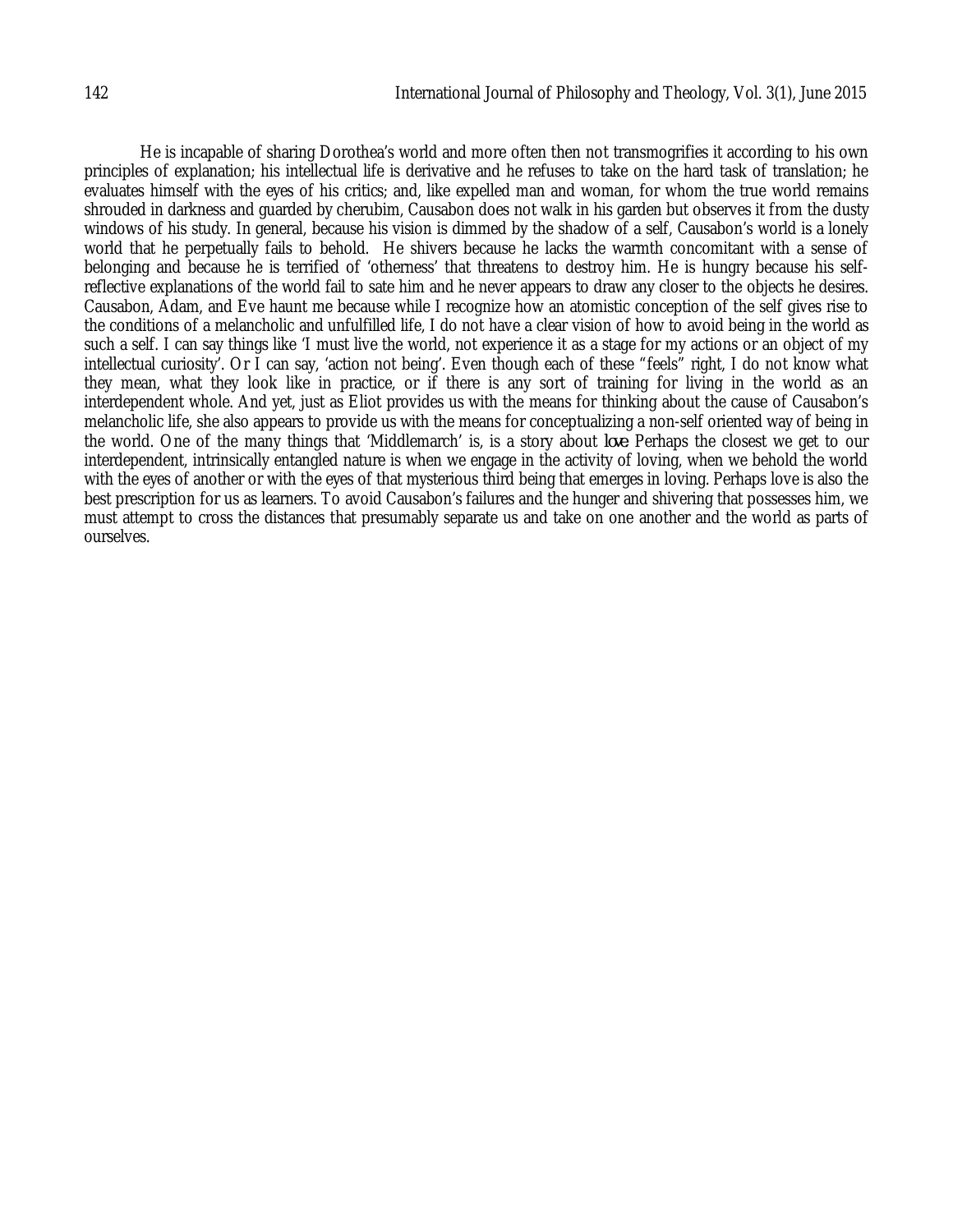He is incapable of sharing Dorothea's world and more often then not transmogrifies it according to his own principles of explanation; his intellectual life is derivative and he refuses to take on the hard task of translation; he evaluates himself with the eyes of his critics; and, like expelled man and woman, for whom the true world remains shrouded in darkness and guarded by cherubim, Causabon does not walk in his garden but observes it from the dusty windows of his study. In general, because his vision is dimmed by the shadow of a self, Causabon's world is a lonely world that he perpetually fails to behold. He shivers because he lacks the warmth concomitant with a sense of belonging and because he is terrified of 'otherness' that threatens to destroy him. He is hungry because his self-reflective explanations of the world fail to sate him and he never appears to draw any closer to the objects he desires. Causabon, Adam, and Eve haunt me because while I recognize how an atomistic conception of the self gives rise to the conditions of a melancholic and unfulfilled life, I do not have a clear vision of how to avoid being in the world as such a self. I can say things like 'I must live the world, not experience it as a stage for my actions or an object of my intellectual curiosity'. Or I can say, 'action not being'. Even though each of these "feels" right, I do not know what they mean, what they look like in practice, or if there is any sort of training for living in the world as an interdependent whole. And yet, just as Eliot provides us with the means for thinking about the cause of Causabon's melancholic life, she also appears to provide us with the means for conceptualizing a non-self oriented way of being in the world. One of the many things that 'Middlemarch' is, is a story about *love*. Perhaps the closest we get to our interdependent, intrinsically entangled nature is when we engage in the activity of loving, when we behold the world with the eyes of another or with the eyes of that mysterious third being that emerges in loving. Perhaps love is also the best prescription for us as learners. To avoid Causabon's failures and the hunger and shivering that possesses him, we must attempt to cross the distances that presumably separate us and take on one another and the world as parts of ourselves.